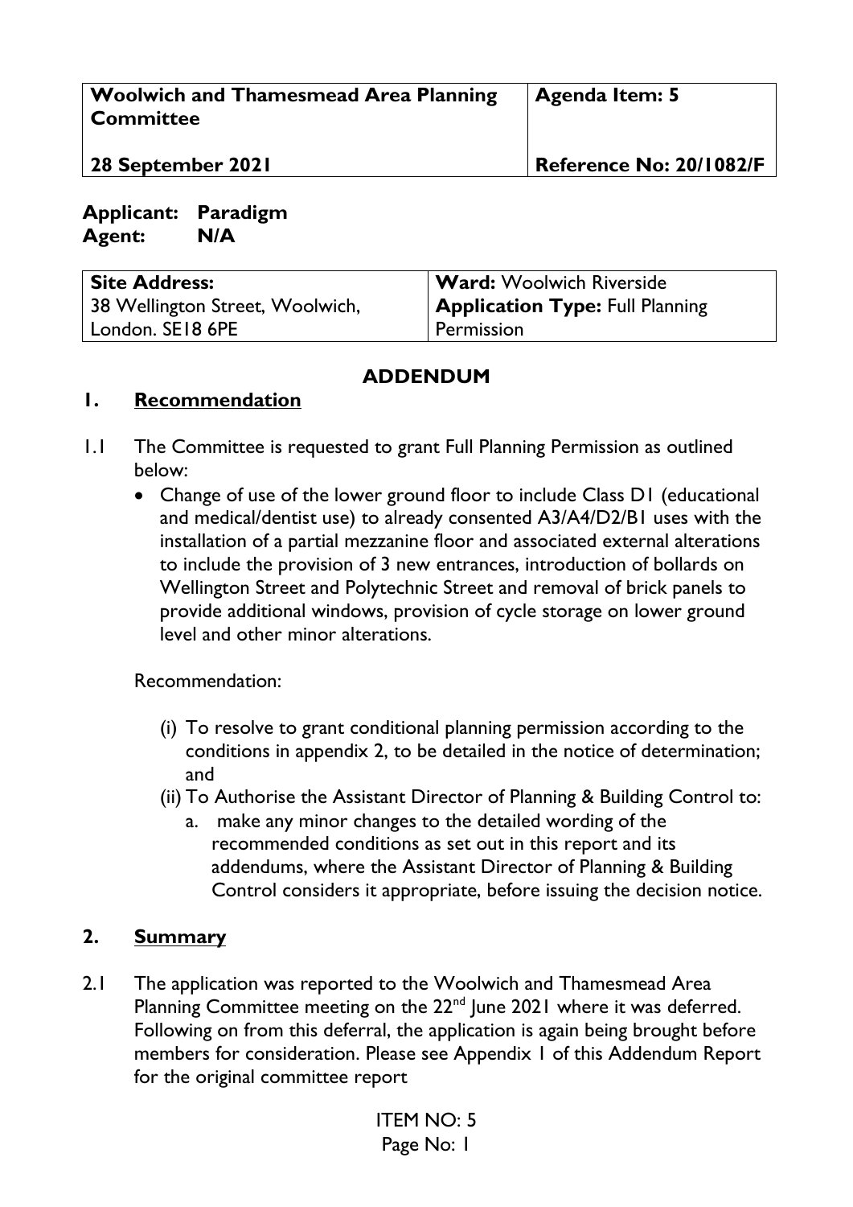| Woolwich and Thamesmead Area Planning Committee | Agenda Item: 5 |
| --- | --- |
| 28 September 2021 | Reference No: 20/1082/F |

**Applicant:** **Paradigm**
**Agent:** **N/A**

| Site Address: | Ward: Woolwich Riverside |
| --- | --- |
| 38 Wellington Street, Woolwich, London. SE18 6PE | Application Type: Full Planning Permission |

## ADDENDUM

## 1. Recommendation

1.1 The Committee is requested to grant Full Planning Permission as outlined below:

- Change of use of the lower ground floor to include Class D1 (educational and medical/dentist use) to already consented A3/A4/D2/B1 uses with the installation of a partial mezzanine floor and associated external alterations to include the provision of 3 new entrances, introduction of bollards on Wellington Street and Polytechnic Street and removal of brick panels to provide additional windows, provision of cycle storage on lower ground level and other minor alterations.

Recommendation:

(i) To resolve to grant conditional planning permission according to the conditions in appendix 2, to be detailed in the notice of determination; and

(ii) To Authorise the Assistant Director of Planning & Building Control to:

a. make any minor changes to the detailed wording of the recommended conditions as set out in this report and its addendums, where the Assistant Director of Planning & Building Control considers it appropriate, before issuing the decision notice.

## 2. Summary

2.1 The application was reported to the Woolwich and Thamesmead Area Planning Committee meeting on the 22nd June 2021 where it was deferred. Following on from this deferral, the application is again being brought before members for consideration. Please see Appendix 1 of this Addendum Report for the original committee report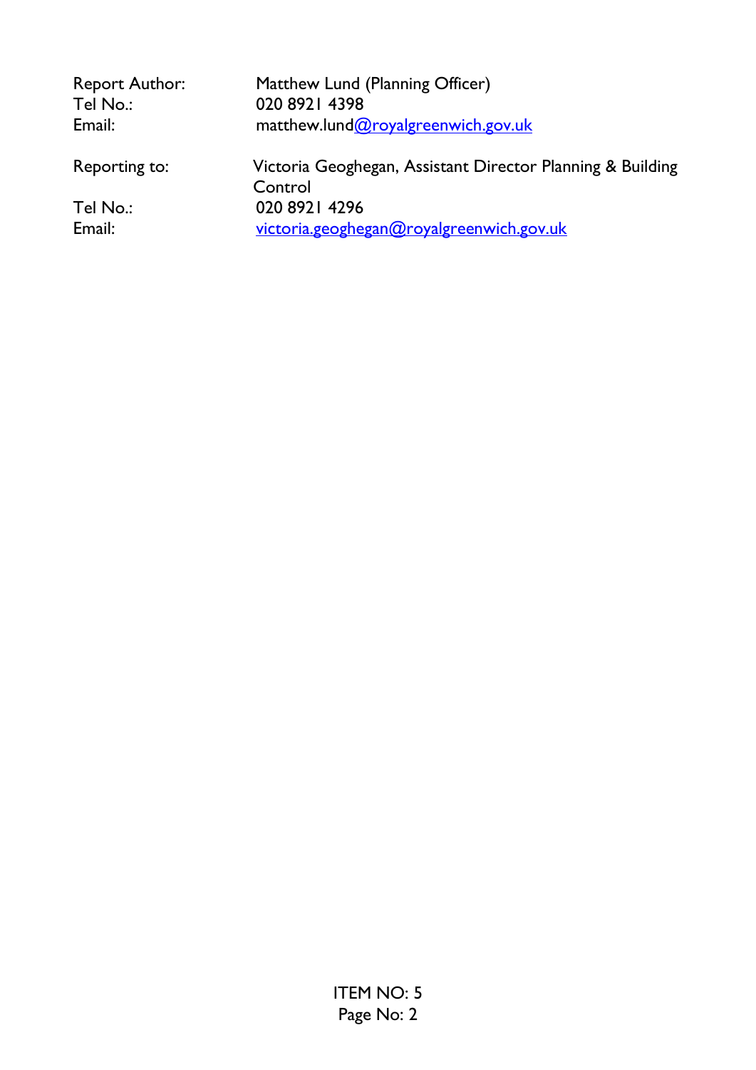| | |
|---|---|
| Report Author: | Matthew Lund (Planning Officer) |
| Tel No.: | 020 8921 4398 |
| Email: | matthew.lund@royalgreenwich.gov.uk |
| Reporting to: | Victoria Geoghegan, Assistant Director Planning & Building Control |
| Tel No.: | 020 8921 4296 |
| Email: | victoria.geoghegan@royalgreenwich.gov.uk |

ITEM NO: 5